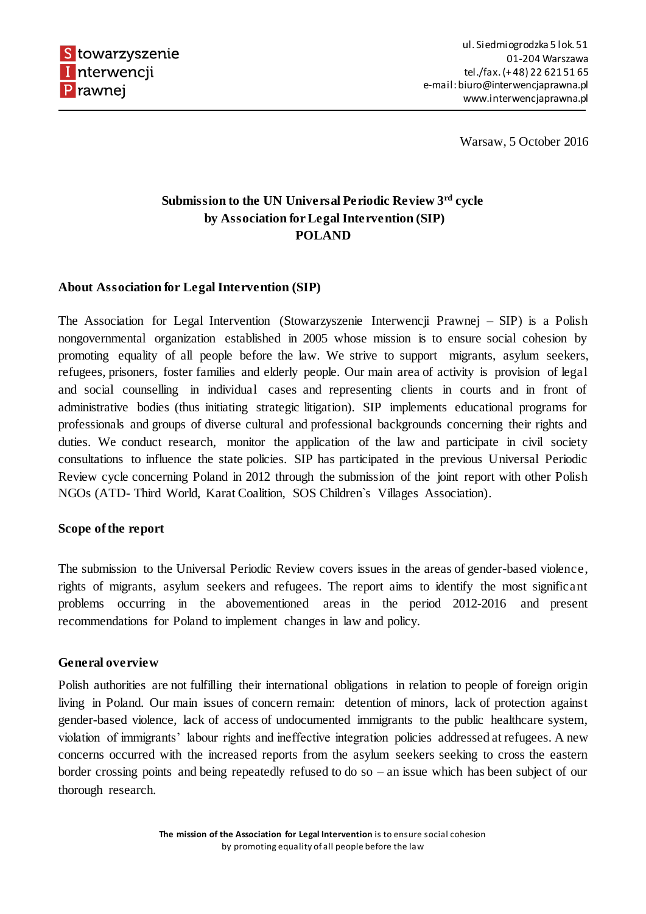Stowarzyszenie Interwencji Prawnej

ul. Siedmiogrodzka 5 lok. 51
01-204 Warszawa
tel./fax. (+48) 22 621 51 65
e-mail: biuro@interwencjaprawna.pl
www.interwencjaprawna.pl

Warsaw, 5 October 2016

**Submission to the UN Universal Periodic Review 3rd cycle**
**by Association for Legal Intervention (SIP)**
**POLAND**

## About Association for Legal Intervention (SIP)

The Association for Legal Intervention (Stowarzyszenie Interwencji Prawnej – SIP) is a Polish nongovernmental organization established in 2005 whose mission is to ensure social cohesion by promoting equality of all people before the law. We strive to support migrants, asylum seekers, refugees, prisoners, foster families and elderly people. Our main area of activity is provision of legal and social counselling in individual cases and representing clients in courts and in front of administrative bodies (thus initiating strategic litigation). SIP implements educational programs for professionals and groups of diverse cultural and professional backgrounds concerning their rights and duties. We conduct research, monitor the application of the law and participate in civil society consultations to influence the state policies. SIP has participated in the previous Universal Periodic Review cycle concerning Poland in 2012 through the submission of the joint report with other Polish NGOs (ATD- Third World, Karat Coalition, SOS Children`s Villages Association).

## Scope of the report

The submission to the Universal Periodic Review covers issues in the areas of gender-based violence, rights of migrants, asylum seekers and refugees. The report aims to identify the most significant problems occurring in the abovementioned areas in the period 2012-2016 and present recommendations for Poland to implement changes in law and policy.

## General overview

Polish authorities are not fulfilling their international obligations in relation to people of foreign origin living in Poland. Our main issues of concern remain: detention of minors, lack of protection against gender-based violence, lack of access of undocumented immigrants to the public healthcare system, violation of immigrants' labour rights and ineffective integration policies addressed at refugees. A new concerns occurred with the increased reports from the asylum seekers seeking to cross the eastern border crossing points and being repeatedly refused to do so – an issue which has been subject of our thorough research.

**The mission of the Association for Legal Intervention** is to ensure social cohesion by promoting equality of all people before the law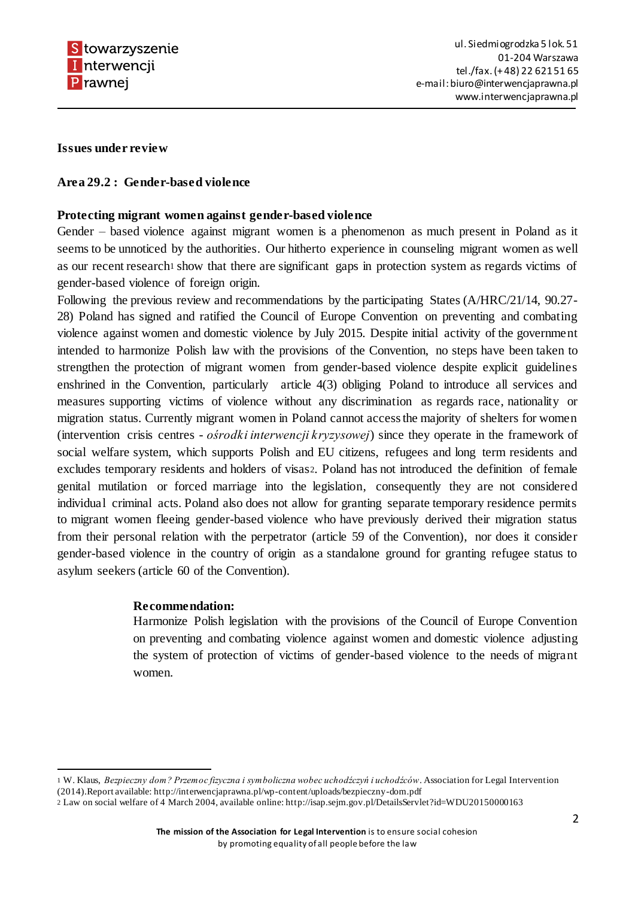**Issues under review**

**Area 29.2 : Gender-based violence**

**Protecting migrant women against gender-based violence**

Gender – based violence against migrant women is a phenomenon as much present in Poland as it seems to be unnoticed by the authorities. Our hitherto experience in counseling migrant women as well as our recent research[1] show that there are significant gaps in protection system as regards victims of gender-based violence of foreign origin.

Following the previous review and recommendations by the participating States (A/HRC/21/14, 90.27-28) Poland has signed and ratified the Council of Europe Convention on preventing and combating violence against women and domestic violence by July 2015. Despite initial activity of the government intended to harmonize Polish law with the provisions of the Convention, no steps have been taken to strengthen the protection of migrant women from gender-based violence despite explicit guidelines enshrined in the Convention, particularly article 4(3) obliging Poland to introduce all services and measures supporting victims of violence without any discrimination as regards race, nationality or migration status. Currently migrant women in Poland cannot access the majority of shelters for women (intervention crisis centres - *ośrodki interwencji kryzysowej*) since they operate in the framework of social welfare system, which supports Polish and EU citizens, refugees and long term residents and excludes temporary residents and holders of visas[2]. Poland has not introduced the definition of female genital mutilation or forced marriage into the legislation, consequently they are not considered individual criminal acts. Poland also does not allow for granting separate temporary residence permits to migrant women fleeing gender-based violence who have previously derived their migration status from their personal relation with the perpetrator (article 59 of the Convention), nor does it consider gender-based violence in the country of origin as a standalone ground for granting refugee status to asylum seekers (article 60 of the Convention).

> **Recommendation:**
> Harmonize Polish legislation with the provisions of the Council of Europe Convention on preventing and combating violence against women and domestic violence adjusting the system of protection of victims of gender-based violence to the needs of migrant women.

---

[1] W. Klaus, *Bezpieczny dom? Przemoc fizyczna i symboliczna wobec uchodźczyń i uchodźców*. Association for Legal Intervention (2014).Report available: http://interwencjaprawna.pl/wp-content/uploads/bezpieczny-dom.pdf

[2] Law on social welfare of 4 March 2004, available online: http://isap.sejm.gov.pl/DetailsServlet?id=WDU20150000163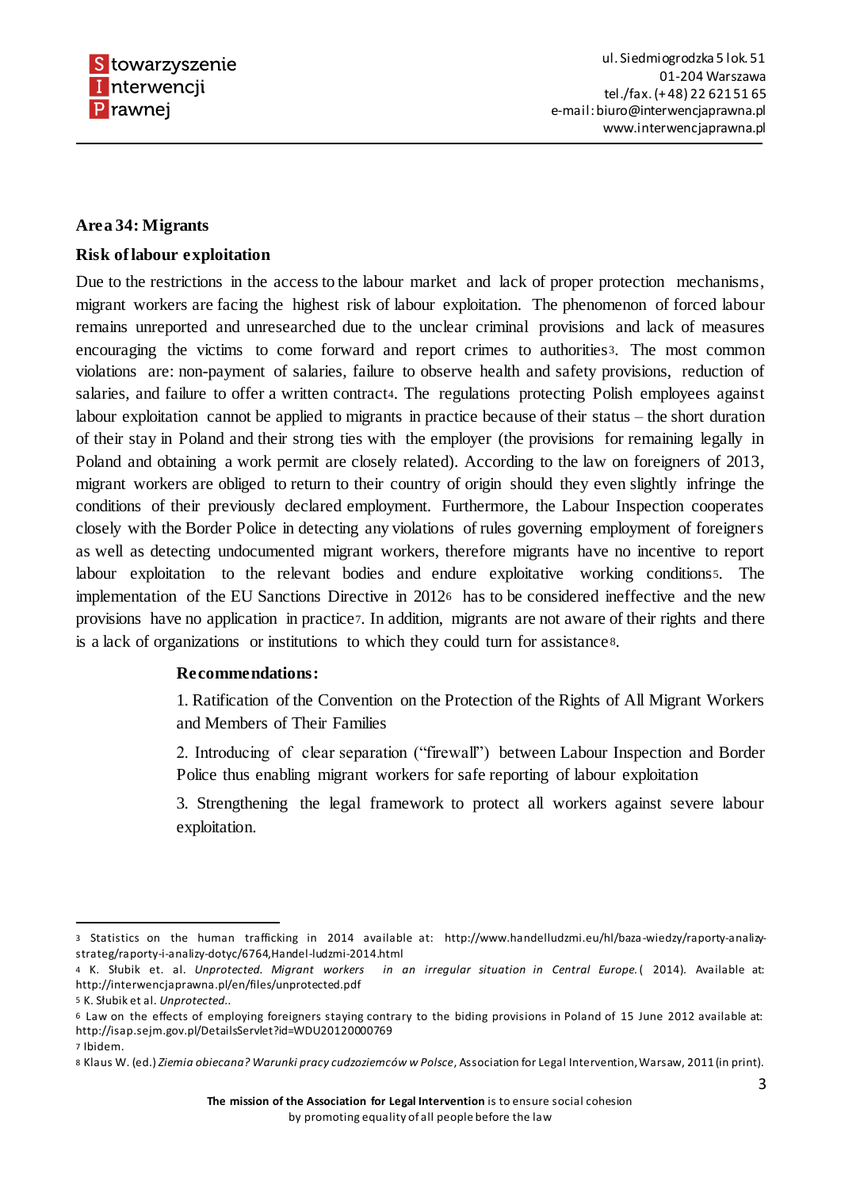**Area 34: Migrants**

**Risk of labour exploitation**

Due to the restrictions in the access to the labour market and lack of proper protection mechanisms, migrant workers are facing the highest risk of labour exploitation. The phenomenon of forced labour remains unreported and unresearched due to the unclear criminal provisions and lack of measures encouraging the victims to come forward and report crimes to authorities[3]. The most common violations are: non-payment of salaries, failure to observe health and safety provisions, reduction of salaries, and failure to offer a written contract[4]. The regulations protecting Polish employees against labour exploitation cannot be applied to migrants in practice because of their status – the short duration of their stay in Poland and their strong ties with the employer (the provisions for remaining legally in Poland and obtaining a work permit are closely related). According to the law on foreigners of 2013, migrant workers are obliged to return to their country of origin should they even slightly infringe the conditions of their previously declared employment. Furthermore, the Labour Inspection cooperates closely with the Border Police in detecting any violations of rules governing employment of foreigners as well as detecting undocumented migrant workers, therefore migrants have no incentive to report labour exploitation to the relevant bodies and endure exploitative working conditions[5]. The implementation of the EU Sanctions Directive in 2012[6] has to be considered ineffective and the new provisions have no application in practice[7]. In addition, migrants are not aware of their rights and there is a lack of organizations or institutions to which they could turn for assistance[8].

**Recommendations:**

1. Ratification of the Convention on the Protection of the Rights of All Migrant Workers and Members of Their Families

2. Introducing of clear separation ("firewall") between Labour Inspection and Border Police thus enabling migrant workers for safe reporting of labour exploitation

3. Strengthening the legal framework to protect all workers against severe labour exploitation.

---

[3] Statistics on the human trafficking in 2014 available at: http://www.handelludzmi.eu/hl/baza-wiedzy/raporty-analizy-strateg/raporty-i-analizy-dotyc/6764,Handel-ludzmi-2014.html

[4] K. Słubik et. al. *Unprotected. Migrant workers in an irregular situation in Central Europe.* ( 2014). Available at: http://interwencjaprawna.pl/en/files/unprotected.pdf

[5] K. Słubik et al. *Unprotected..*

[6] Law on the effects of employing foreigners staying contrary to the biding provisions in Poland of 15 June 2012 available at: http://isap.sejm.gov.pl/DetailsServlet?id=WDU20120000769

[7] Ibidem.

[8] Klaus W. (ed.) *Ziemia obiecana? Warunki pracy cudzoziemców w Polsce*, Association for Legal Intervention, Warsaw, 2011 (in print).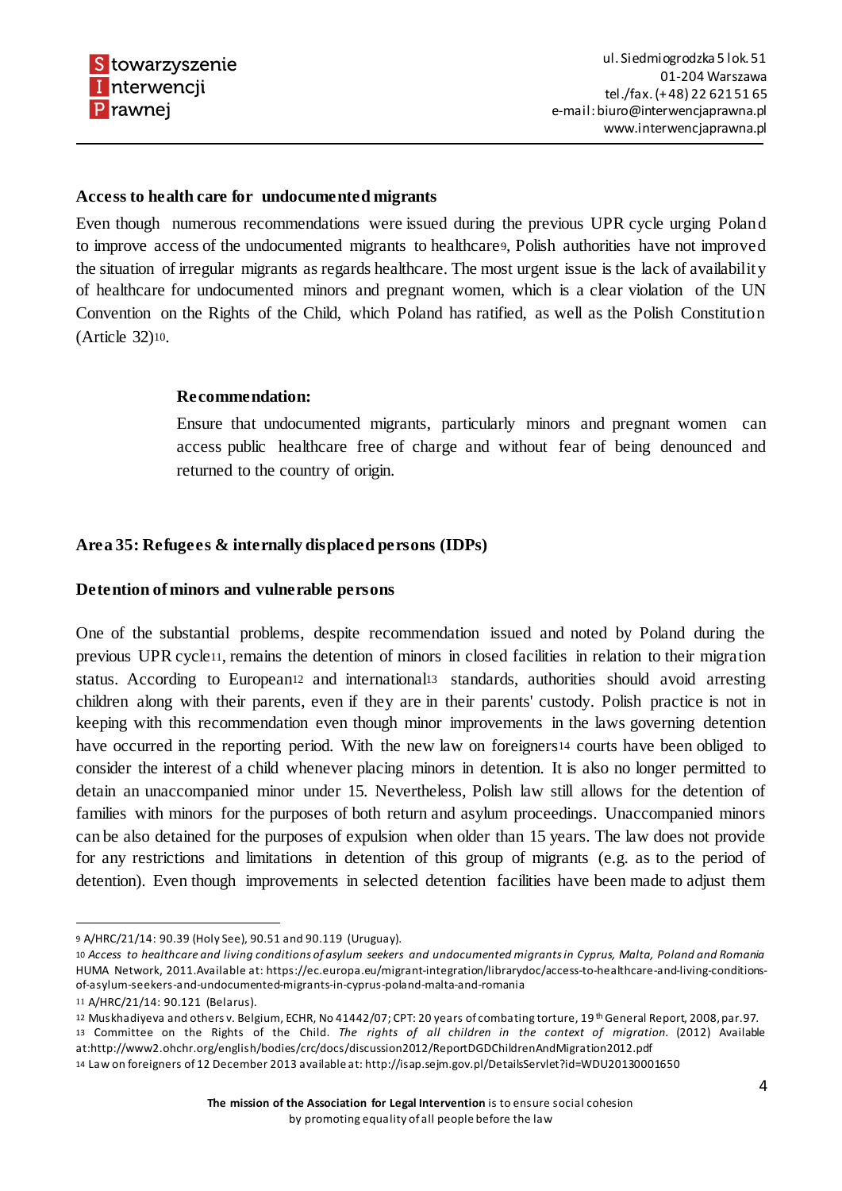**Access to health care for undocumented migrants**

Even though numerous recommendations were issued during the previous UPR cycle urging Poland to improve access of the undocumented migrants to healthcare[9], Polish authorities have not improved the situation of irregular migrants as regards healthcare. The most urgent issue is the lack of availability of healthcare for undocumented minors and pregnant women, which is a clear violation of the UN Convention on the Rights of the Child, which Poland has ratified, as well as the Polish Constitution (Article 32)[10].

> **Recommendation:**
>
> Ensure that undocumented migrants, particularly minors and pregnant women can access public healthcare free of charge and without fear of being denounced and returned to the country of origin.

**Area 35: Refugees & internally displaced persons (IDPs)**

**Detention of minors and vulnerable persons**

One of the substantial problems, despite recommendation issued and noted by Poland during the previous UPR cycle[11], remains the detention of minors in closed facilities in relation to their migration status. According to European[12] and international[13] standards, authorities should avoid arresting children along with their parents, even if they are in their parents' custody. Polish practice is not in keeping with this recommendation even though minor improvements in the laws governing detention have occurred in the reporting period. With the new law on foreigners[14] courts have been obliged to consider the interest of a child whenever placing minors in detention. It is also no longer permitted to detain an unaccompanied minor under 15. Nevertheless, Polish law still allows for the detention of families with minors for the purposes of both return and asylum proceedings. Unaccompanied minors can be also detained for the purposes of expulsion when older than 15 years. The law does not provide for any restrictions and limitations in detention of this group of migrants (e.g. as to the period of detention). Even though improvements in selected detention facilities have been made to adjust them

---

[9] A/HRC/21/14: 90.39 (Holy See), 90.51 and 90.119 (Uruguay).

[10] *Access to healthcare and living conditions of asylum seekers and undocumented migrants in Cyprus, Malta, Poland and Romania* HUMA Network, 2011.Available at: https://ec.europa.eu/migrant-integration/librarydoc/access-to-healthcare-and-living-conditions-of-asylum-seekers-and-undocumented-migrants-in-cyprus-poland-malta-and-romania

[11] A/HRC/21/14: 90.121 (Belarus).

[12] Muskhadiyeva and others v. Belgium, ECHR, No 41442/07; CPT: 20 years of combating torture, 19th General Report, 2008, par.97.

[13] Committee on the Rights of the Child. *The rights of all children in the context of migration.* (2012) Available at:http://www2.ohchr.org/english/bodies/crc/docs/discussion2012/ReportDGDChildrenAndMigration2012.pdf

[14] Law on foreigners of 12 December 2013 available at: http://isap.sejm.gov.pl/DetailsServlet?id=WDU20130001650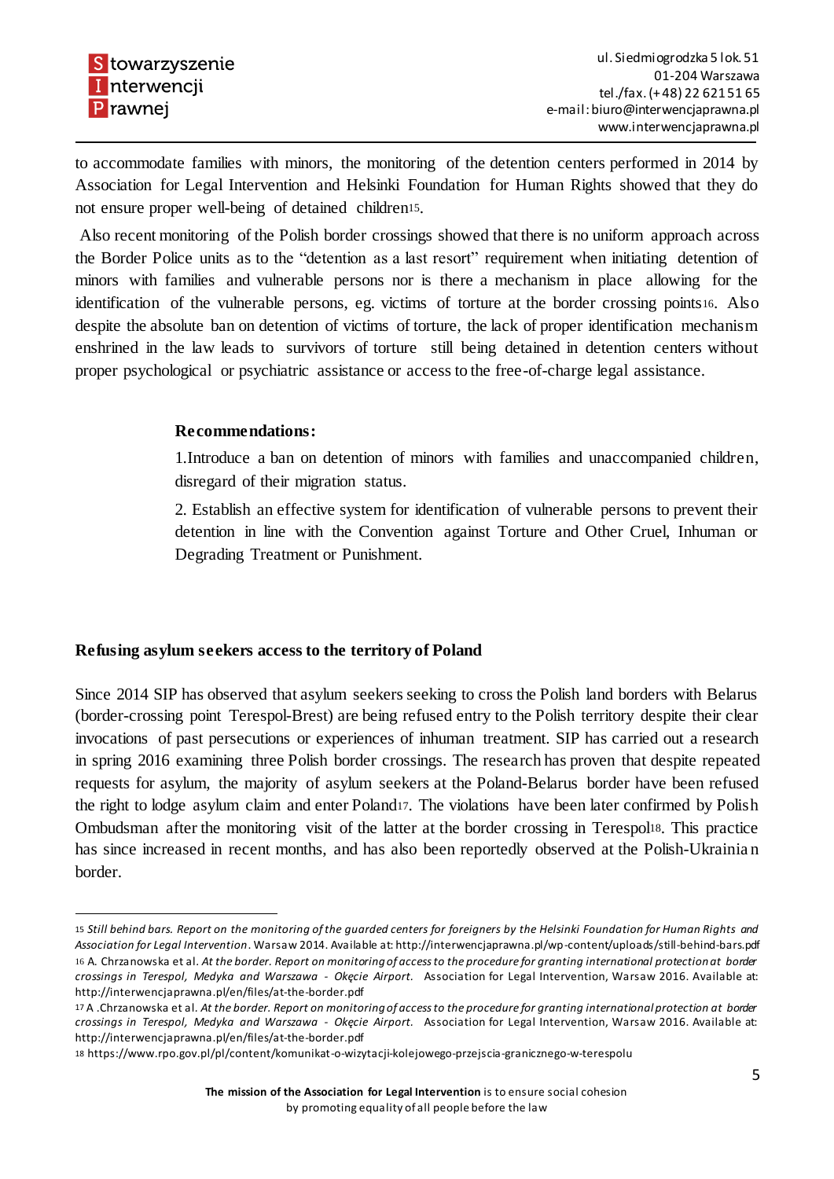to accommodate families with minors, the monitoring of the detention centers performed in 2014 by Association for Legal Intervention and Helsinki Foundation for Human Rights showed that they do not ensure proper well-being of detained children[15].

Also recent monitoring of the Polish border crossings showed that there is no uniform approach across the Border Police units as to the "detention as a last resort" requirement when initiating detention of minors with families and vulnerable persons nor is there a mechanism in place allowing for the identification of the vulnerable persons, eg. victims of torture at the border crossing points[16]. Also despite the absolute ban on detention of victims of torture, the lack of proper identification mechanism enshrined in the law leads to survivors of torture still being detained in detention centers without proper psychological or psychiatric assistance or access to the free-of-charge legal assistance.

**Recommendations:**

1.Introduce a ban on detention of minors with families and unaccompanied children, disregard of their migration status.

2. Establish an effective system for identification of vulnerable persons to prevent their detention in line with the Convention against Torture and Other Cruel, Inhuman or Degrading Treatment or Punishment.

**Refusing asylum seekers access to the territory of Poland**

Since 2014 SIP has observed that asylum seekers seeking to cross the Polish land borders with Belarus (border-crossing point Terespol-Brest) are being refused entry to the Polish territory despite their clear invocations of past persecutions or experiences of inhuman treatment. SIP has carried out a research in spring 2016 examining three Polish border crossings. The research has proven that despite repeated requests for asylum, the majority of asylum seekers at the Poland-Belarus border have been refused the right to lodge asylum claim and enter Poland[17]. The violations have been later confirmed by Polish Ombudsman after the monitoring visit of the latter at the border crossing in Terespol[18]. This practice has since increased in recent months, and has also been reportedly observed at the Polish-Ukrainian border.

---

[15] *Still behind bars. Report on the monitoring of the guarded centers for foreigners by the Helsinki Foundation for Human Rights and Association for Legal Intervention*. Warsaw 2014. Available at: http://interwencjaprawna.pl/wp-content/uploads/still-behind-bars.pdf

[16] A. Chrzanowska et al. *At the border. Report on monitoring of access to the procedure for granting international protection at border crossings in Terespol, Medyka and Warszawa - Okęcie Airport.* Association for Legal Intervention, Warsaw 2016. Available at: http://interwencjaprawna.pl/en/files/at-the-border.pdf

[17] A .Chrzanowska et al. *At the border. Report on monitoring of access to the procedure for granting international protection at border crossings in Terespol, Medyka and Warszawa - Okęcie Airport.* Association for Legal Intervention, Warsaw 2016. Available at: http://interwencjaprawna.pl/en/files/at-the-border.pdf

[18] https://www.rpo.gov.pl/pl/content/komunikat-o-wizytacji-kolejowego-przejscia-granicznego-w-terespolu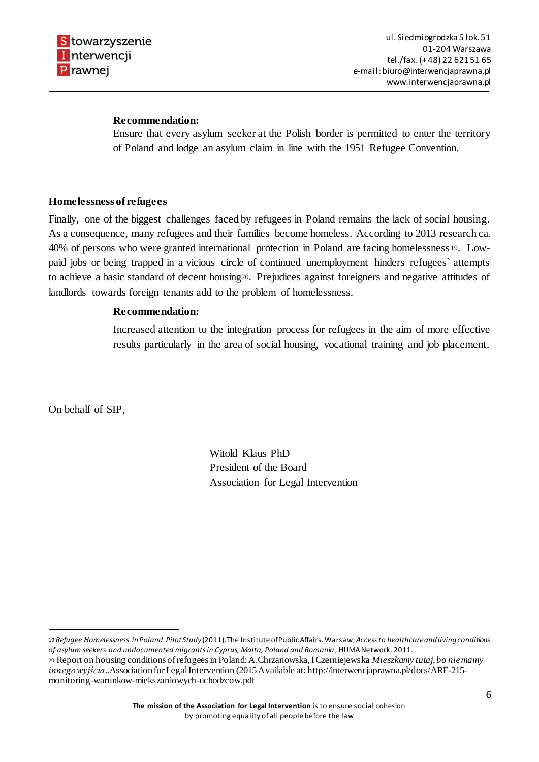**Recommendation:**

Ensure that every asylum seeker at the Polish border is permitted to enter the territory of Poland and lodge an asylum claim in line with the 1951 Refugee Convention.

**Homelessness of refugees**

Finally, one of the biggest challenges faced by refugees in Poland remains the lack of social housing. As a consequence, many refugees and their families become homeless. According to 2013 research ca. 40% of persons who were granted international protection in Poland are facing homelessness[19]. Low-paid jobs or being trapped in a vicious circle of continued unemployment hinders refugees` attempts to achieve a basic standard of decent housing[20]. Prejudices against foreigners and negative attitudes of landlords towards foreign tenants add to the problem of homelessness.

**Recommendation:**

Increased attention to the integration process for refugees in the aim of more effective results particularly in the area of social housing, vocational training and job placement.

On behalf of SIP,

Witold Klaus PhD
President of the Board
Association for Legal Intervention

---

[19] *Refugee Homelessness in Poland. Pilot Study* (2011), The Institute of Public Affairs. Warsaw; *Access to healthcare and living conditions of asylum seekers and undocumented migrants in Cyprus, Malta, Poland and Romania*, HUMA Network, 2011.

[20] Report on housing conditions of refugees in Poland: A.Chrzanowska, I Czerniejewska *Mieszkamy tutaj, bo nie mamy innego wyjścia*..Association for Legal Intervention (2015 Available at: http://interwencjaprawna.pl/docs/ARE-215-monitoring-warunkow-mieszkaniowych-uchodzcow.pdf

**The mission of the Association for Legal Intervention** is to ensure social cohesion by promoting equality of all people before the law